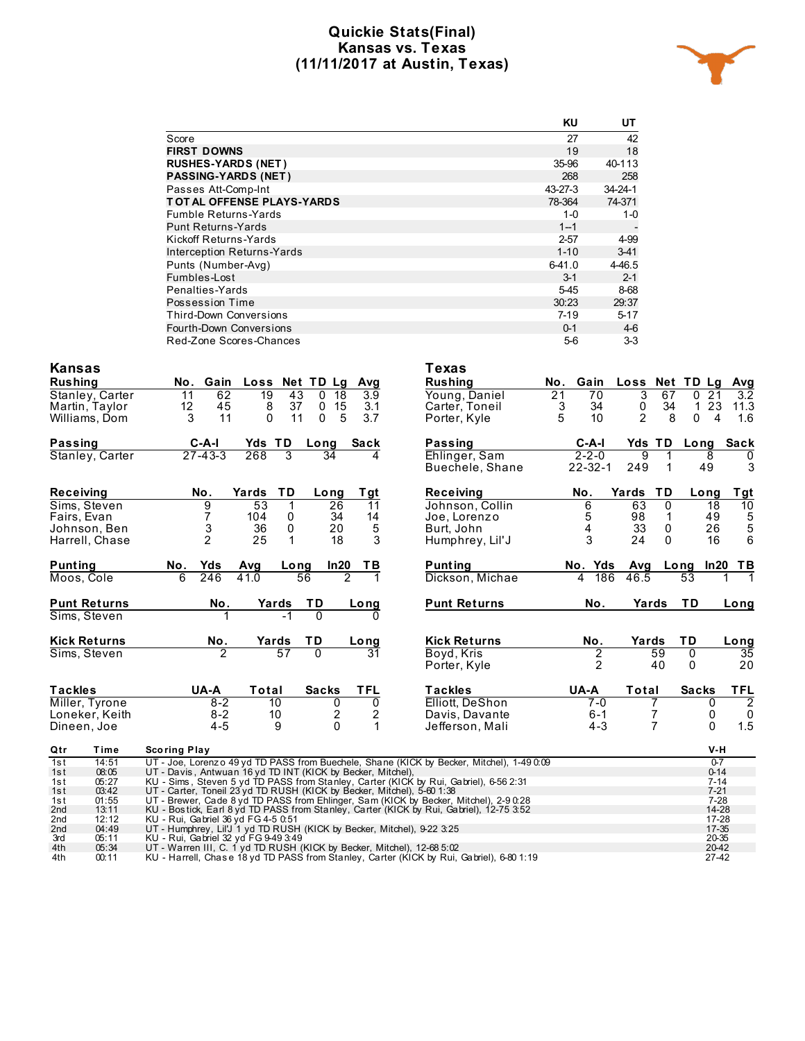# Quickie Stats(Final)
## Kansas vs. Texas
## (11/11/2017 at Austin, Texas)

| | KU | UT |
|---|---|---|
| Score | 27 | 42 |
| **FIRST DOWNS** | 19 | 18 |
| **RUSHES-YARDS (NET)** | 35-96 | 40-113 |
| **PASSING-YARDS (NET)** | 268 | 258 |
| Passes Att-Comp-Int | 43-27-3 | 34-24-1 |
| **TOTAL OFFENSE PLAYS-YARDS** | 78-364 | 74-371 |
| Fumble Returns-Yards | 1-0 | 1-0 |
| Punt Returns-Yards | 1--1 | - |
| Kickoff Returns-Yards | 2-57 | 4-99 |
| Interception Returns-Yards | 1-10 | 3-41 |
| Punts (Number-Avg) | 6-41.0 | 4-46.5 |
| Fumbles-Lost | 3-1 | 2-1 |
| Penalties-Yards | 5-45 | 8-68 |
| Possession Time | 30:23 | 29:37 |
| Third-Down Conversions | 7-19 | 5-17 |
| Fourth-Down Conversions | 0-1 | 4-6 |
| Red-Zone Scores-Chances | 5-6 | 3-3 |

## Kansas

| Rushing | No. | Gain | Loss | Net | TD | Lg | Avg |
|---|---|---|---|---|---|---|---|
| Stanley, Carter | 11 | 62 | 19 | 43 | 0 | 18 | 3.9 |
| Martin, Taylor | 12 | 45 | 8 | 37 | 0 | 15 | 3.1 |
| Williams, Dom | 3 | 11 | 0 | 11 | 0 | 5 | 3.7 |

| Passing | C-A-I | Yds | TD | Long | Sack |
|---|---|---|---|---|---|
| Stanley, Carter | 27-43-3 | 268 | 3 | 34 | 4 |

| Receiving | No. | Yards | TD | Long | Tgt |
|---|---|---|---|---|---|
| Sims, Steven | 9 | 53 | 1 | 26 | 11 |
| Fairs, Evan | 7 | 104 | 0 | 34 | 14 |
| Johnson, Ben | 3 | 36 | 0 | 20 | 5 |
| Harrell, Chase | 2 | 25 | 1 | 18 | 3 |

| Punting | No. | Yds | Avg | Long | In20 | TB |
|---|---|---|---|---|---|---|
| Moos, Cole | 6 | 246 | 41.0 | 56 | 2 | 1 |

| Punt Returns | No. | Yards | TD | Long |
|---|---|---|---|---|
| Sims, Steven | 1 | -1 | 0 | 0 |

| Kick Returns | No. | Yards | TD | Long |
|---|---|---|---|---|
| Sims, Steven | 2 | 57 | 0 | 31 |

| Tackles | UA-A | Total | Sacks | TFL |
|---|---|---|---|---|
| Miller, Tyrone | 8-2 | 10 | 0 | 0 |
| Loneker, Keith | 8-2 | 10 | 2 | 2 |
| Dineen, Joe | 4-5 | 9 | 0 | 1 |

## Texas

| Rushing | No. | Gain | Loss | Net | TD | Lg | Avg |
|---|---|---|---|---|---|---|---|
| Young, Daniel | 21 | 70 | 3 | 67 | 0 | 21 | 3.2 |
| Carter, Toneil | 3 | 34 | 0 | 34 | 1 | 23 | 11.3 |
| Porter, Kyle | 5 | 10 | 2 | 8 | 0 | 4 | 1.6 |

| Passing | C-A-I | Yds | TD | Long | Sack |
|---|---|---|---|---|---|
| Ehlinger, Sam | 2-2-0 | 9 | 1 | 8 | 0 |
| Buechele, Shane | 22-32-1 | 249 | 1 | 49 | 3 |

| Receiving | No. | Yards | TD | Long | Tgt |
|---|---|---|---|---|---|
| Johnson, Collin | 6 | 63 | 0 | 18 | 10 |
| Joe, Lorenzo | 5 | 98 | 1 | 49 | 5 |
| Burt, John | 4 | 33 | 0 | 26 | 5 |
| Humphrey, Lil'J | 3 | 24 | 0 | 16 | 6 |

| Punting | No. | Yds | Avg | Long | In20 | TB |
|---|---|---|---|---|---|---|
| Dickson, Michae | 4 | 186 | 46.5 | 53 | 1 | 1 |

| Punt Returns | No. | Yards | TD | Long |
|---|---|---|---|---|

| Kick Returns | No. | Yards | TD | Long |
|---|---|---|---|---|
| Boyd, Kris | 2 | 59 | 0 | 35 |
| Porter, Kyle | 2 | 40 | 0 | 20 |

| Tackles | UA-A | Total | Sacks | TFL |
|---|---|---|---|---|
| Elliott, DeShon | 7-0 | 7 | 0 | 2 |
| Davis, Davante | 6-1 | 7 | 0 | 0 |
| Jefferson, Mali | 4-3 | 7 | 0 | 1.5 |

## Scoring

| Qtr | Time | Scoring Play | V-H |
|---|---|---|---|
| 1st | 14:51 | UT - Joe, Lorenzo 49 yd TD PASS from Buechele, Shane (KICK by Becker, Mitchel), 1-49 0:09 | 0-7 |
| 1st | 08:05 | UT - Davis, Antwuan 16 yd TD INT (KICK by Becker, Mitchel), | 0-14 |
| 1st | 05:27 | KU - Sims, Steven 5 yd TD PASS from Stanley, Carter (KICK by Rui, Gabriel), 6-56 2:31 | 7-14 |
| 1st | 03:42 | UT - Carter, Toneil 23 yd TD RUSH (KICK by Becker, Mitchel), 5-60 1:38 | 7-21 |
| 1st | 01:55 | UT - Brewer, Cade 8 yd TD PASS from Ehlinger, Sam (KICK by Becker, Mitchel), 2-9 0:28 | 7-28 |
| 2nd | 13:11 | KU - Bostick, Earl 8 yd TD PASS from Stanley, Carter (KICK by Rui, Gabriel), 12-75 3:52 | 14-28 |
| 2nd | 12:12 | KU - Rui, Gabriel 36 yd FG 4-5 0:51 | 17-28 |
| 2nd | 04:49 | UT - Humphrey, Lil'J 1 yd TD RUSH (KICK by Becker, Mitchel), 9-22 3:25 | 17-35 |
| 3rd | 05:11 | KU - Rui, Gabriel 32 yd FG 9-49 3:49 | 20-35 |
| 4th | 05:34 | UT - Warren III, C. 1 yd TD RUSH (KICK by Becker, Mitchel), 12-68 5:02 | 20-42 |
| 4th | 00:11 | KU - Harrell, Chase 18 yd TD PASS from Stanley, Carter (KICK by Rui, Gabriel), 6-80 1:19 | 27-42 |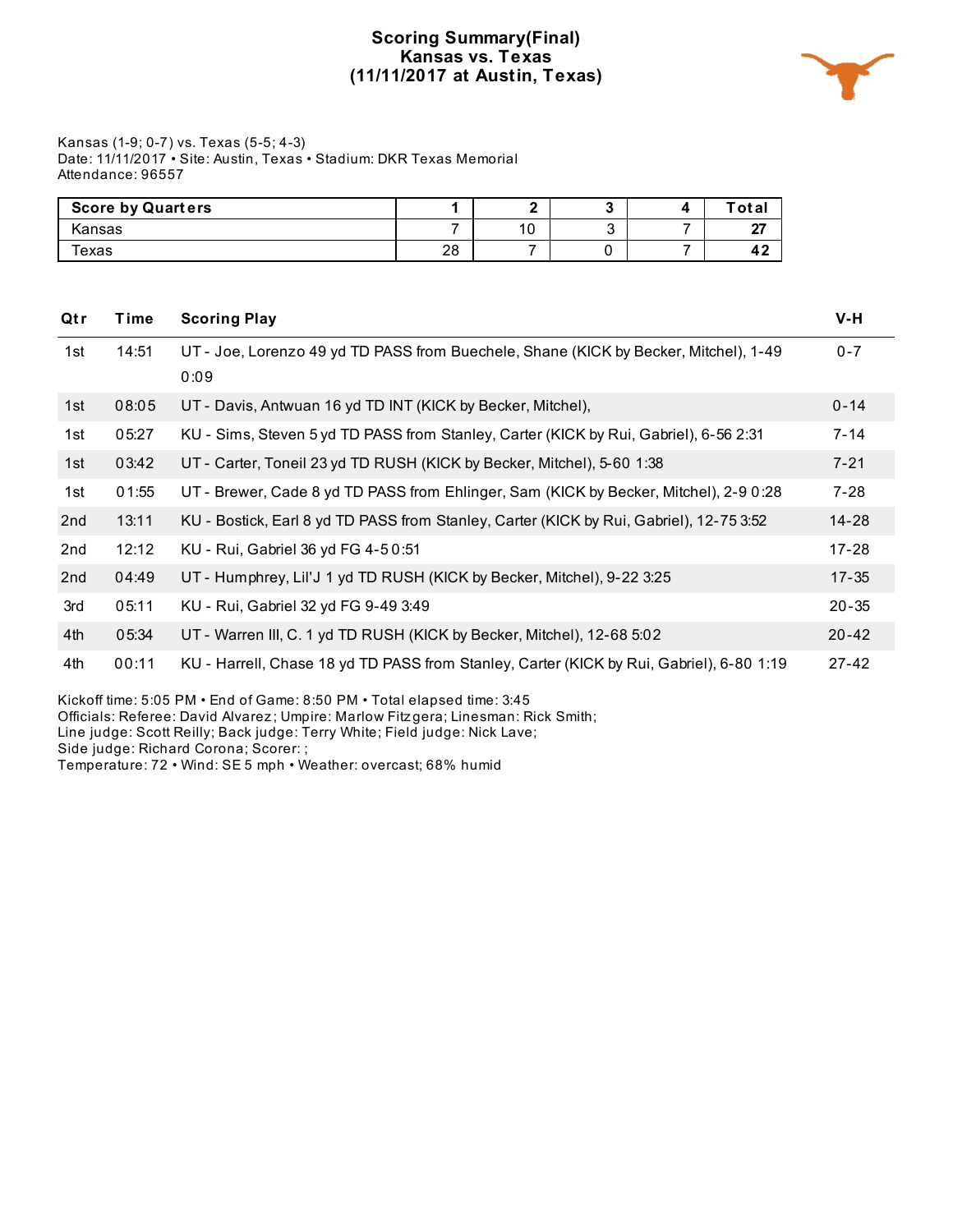# Scoring Summary(Final)
## Kansas vs. Texas
## (11/11/2017 at Austin, Texas)

Kansas (1-9; 0-7) vs. Texas (5-5; 4-3)
Date: 11/11/2017 • Site: Austin, Texas • Stadium: DKR Texas Memorial
Attendance: 96557

| Score by Quarters | 1 | 2 | 3 | 4 | Total |
|---|---|---|---|---|---|
| Kansas | 7 | 10 | 3 | 7 | **27** |
| Texas | 28 | 7 | 0 | 7 | **42** |

| Qtr | Time | Scoring Play | V-H |
|---|---|---|---|
| 1st | 14:51 | UT - Joe, Lorenzo 49 yd TD PASS from Buechele, Shane (KICK by Becker, Mitchel), 1-49 0:09 | 0-7 |
| 1st | 08:05 | UT - Davis, Antwuan 16 yd TD INT (KICK by Becker, Mitchel), | 0-14 |
| 1st | 05:27 | KU - Sims, Steven 5 yd TD PASS from Stanley, Carter (KICK by Rui, Gabriel), 6-56 2:31 | 7-14 |
| 1st | 03:42 | UT - Carter, Toneil 23 yd TD RUSH (KICK by Becker, Mitchel), 5-60 1:38 | 7-21 |
| 1st | 01:55 | UT - Brewer, Cade 8 yd TD PASS from Ehlinger, Sam (KICK by Becker, Mitchel), 2-9 0:28 | 7-28 |
| 2nd | 13:11 | KU - Bostick, Earl 8 yd TD PASS from Stanley, Carter (KICK by Rui, Gabriel), 12-75 3:52 | 14-28 |
| 2nd | 12:12 | KU - Rui, Gabriel 36 yd FG 4-5 0:51 | 17-28 |
| 2nd | 04:49 | UT - Humphrey, Lil'J 1 yd TD RUSH (KICK by Becker, Mitchel), 9-22 3:25 | 17-35 |
| 3rd | 05:11 | KU - Rui, Gabriel 32 yd FG 9-49 3:49 | 20-35 |
| 4th | 05:34 | UT - Warren III, C. 1 yd TD RUSH (KICK by Becker, Mitchel), 12-68 5:02 | 20-42 |
| 4th | 00:11 | KU - Harrell, Chase 18 yd TD PASS from Stanley, Carter (KICK by Rui, Gabriel), 6-80 1:19 | 27-42 |

Kickoff time: 5:05 PM • End of Game: 8:50 PM • Total elapsed time: 3:45
Officials: Referee: David Alvarez; Umpire: Marlow Fitzgera; Linesman: Rick Smith;
Line judge: Scott Reilly; Back judge: Terry White; Field judge: Nick Lave;
Side judge: Richard Corona; Scorer: ;
Temperature: 72 • Wind: SE 5 mph • Weather: overcast; 68% humid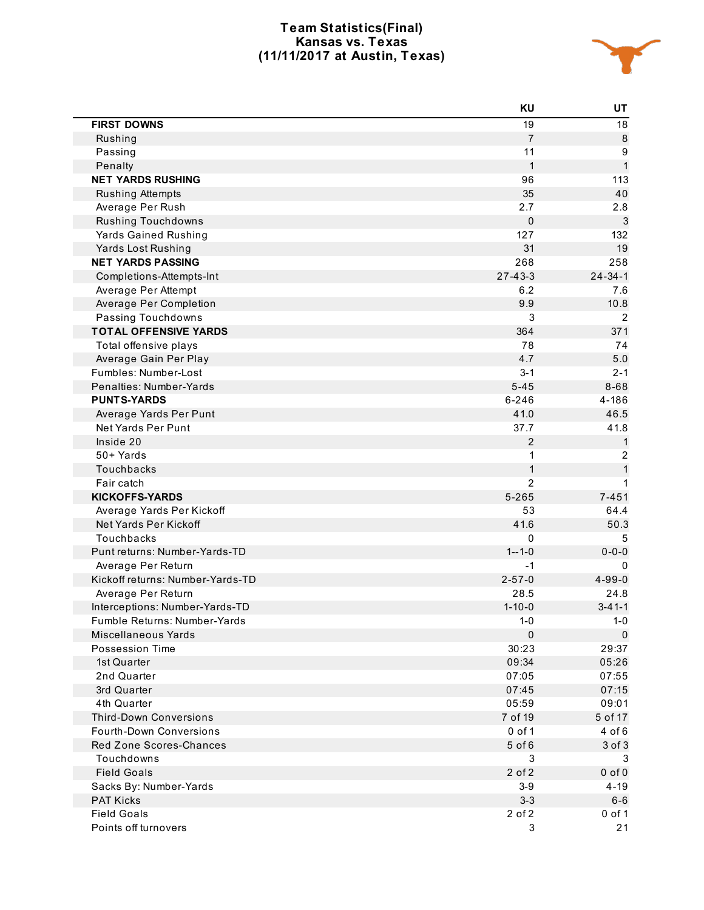# Team Statistics(Final)
## Kansas vs. Texas
## (11/11/2017 at Austin, Texas)

| | KU | UT |
|---|---|---|
| **FIRST DOWNS** | 19 | 18 |
| Rushing | 7 | 8 |
| Passing | 11 | 9 |
| Penalty | 1 | 1 |
| **NET YARDS RUSHING** | 96 | 113 |
| Rushing Attempts | 35 | 40 |
| Average Per Rush | 2.7 | 2.8 |
| Rushing Touchdowns | 0 | 3 |
| Yards Gained Rushing | 127 | 132 |
| Yards Lost Rushing | 31 | 19 |
| **NET YARDS PASSING** | 268 | 258 |
| Completions-Attempts-Int | 27-43-3 | 24-34-1 |
| Average Per Attempt | 6.2 | 7.6 |
| Average Per Completion | 9.9 | 10.8 |
| Passing Touchdowns | 3 | 2 |
| **TOTAL OFFENSIVE YARDS** | 364 | 371 |
| Total offensive plays | 78 | 74 |
| Average Gain Per Play | 4.7 | 5.0 |
| Fumbles: Number-Lost | 3-1 | 2-1 |
| Penalties: Number-Yards | 5-45 | 8-68 |
| **PUNTS-YARDS** | 6-246 | 4-186 |
| Average Yards Per Punt | 41.0 | 46.5 |
| Net Yards Per Punt | 37.7 | 41.8 |
| Inside 20 | 2 | 1 |
| 50+ Yards | 1 | 2 |
| Touchbacks | 1 | 1 |
| Fair catch | 2 | 1 |
| **KICKOFFS-YARDS** | 5-265 | 7-451 |
| Average Yards Per Kickoff | 53 | 64.4 |
| Net Yards Per Kickoff | 41.6 | 50.3 |
| Touchbacks | 0 | 5 |
| Punt returns: Number-Yards-TD | 1--1-0 | 0-0-0 |
| Average Per Return | -1 | 0 |
| Kickoff returns: Number-Yards-TD | 2-57-0 | 4-99-0 |
| Average Per Return | 28.5 | 24.8 |
| Interceptions: Number-Yards-TD | 1-10-0 | 3-41-1 |
| Fumble Returns: Number-Yards | 1-0 | 1-0 |
| Miscellaneous Yards | 0 | 0 |
| Possession Time | 30:23 | 29:37 |
| 1st Quarter | 09:34 | 05:26 |
| 2nd Quarter | 07:05 | 07:55 |
| 3rd Quarter | 07:45 | 07:15 |
| 4th Quarter | 05:59 | 09:01 |
| Third-Down Conversions | 7 of 19 | 5 of 17 |
| Fourth-Down Conversions | 0 of 1 | 4 of 6 |
| Red Zone Scores-Chances | 5 of 6 | 3 of 3 |
| Touchdowns | 3 | 3 |
| Field Goals | 2 of 2 | 0 of 0 |
| Sacks By: Number-Yards | 3-9 | 4-19 |
| PAT Kicks | 3-3 | 6-6 |
| Field Goals | 2 of 2 | 0 of 1 |
| Points off turnovers | 3 | 21 |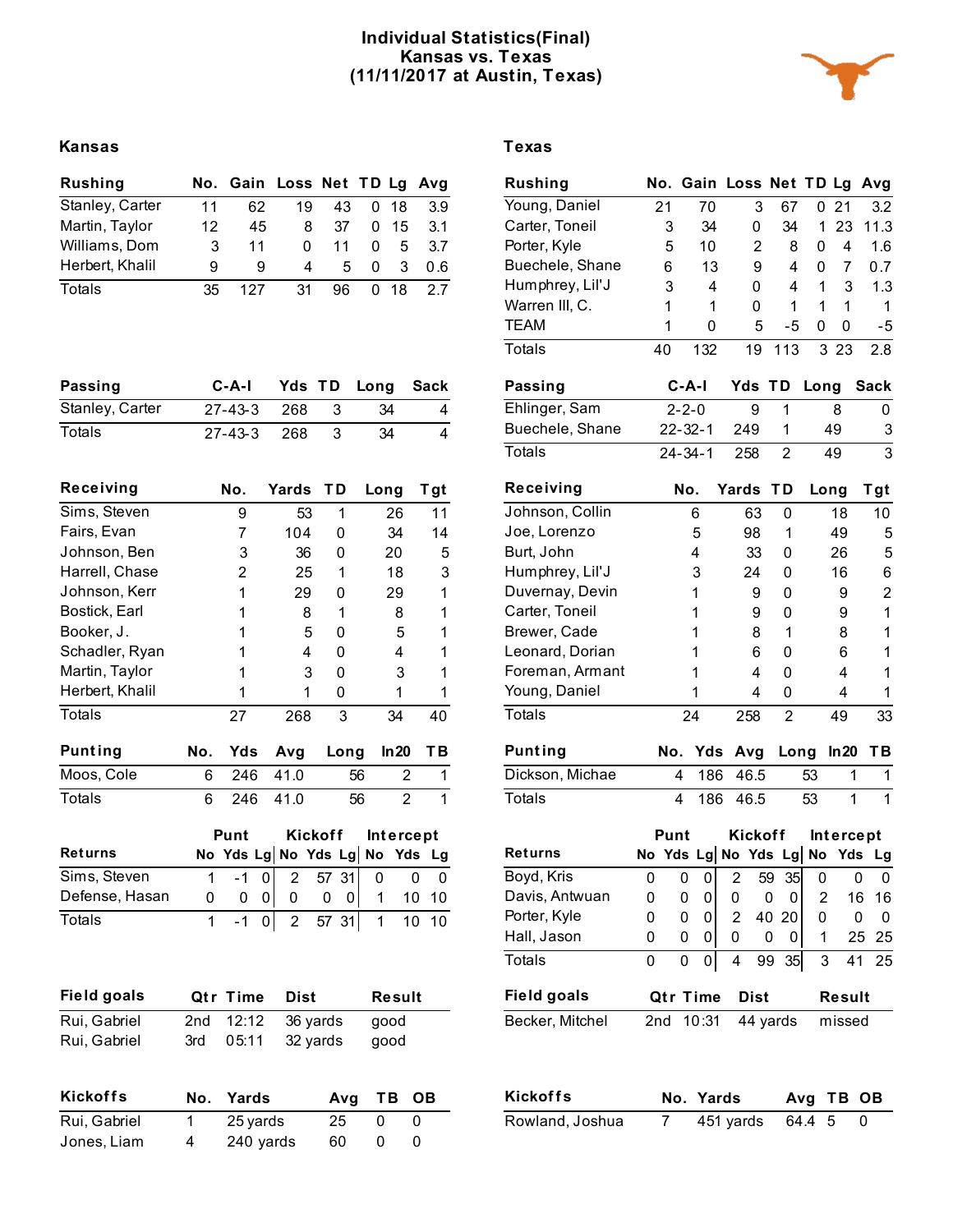# Individual Statistics(Final)
## Kansas vs. Texas
## (11/11/2017 at Austin, Texas)

### Kansas

| Rushing | No. | Gain | Loss | Net | TD | Lg | Avg |
|---|---|---|---|---|---|---|---|
| Stanley, Carter | 11 | 62 | 19 | 43 | 0 | 18 | 3.9 |
| Martin, Taylor | 12 | 45 | 8 | 37 | 0 | 15 | 3.1 |
| Williams, Dom | 3 | 11 | 0 | 11 | 0 | 5 | 3.7 |
| Herbert, Khalil | 9 | 9 | 4 | 5 | 0 | 3 | 0.6 |
| Totals | 35 | 127 | 31 | 96 | 0 | 18 | 2.7 |

| Passing | C-A-I | Yds | TD | Long | Sack |
|---|---|---|---|---|---|
| Stanley, Carter | 27-43-3 | 268 | 3 | 34 | 4 |
| Totals | 27-43-3 | 268 | 3 | 34 | 4 |

| Receiving | No. | Yards | TD | Long | Tgt |
|---|---|---|---|---|---|
| Sims, Steven | 9 | 53 | 1 | 26 | 11 |
| Fairs, Evan | 7 | 104 | 0 | 34 | 14 |
| Johnson, Ben | 3 | 36 | 0 | 20 | 5 |
| Harrell, Chase | 2 | 25 | 1 | 18 | 3 |
| Johnson, Kerr | 1 | 29 | 0 | 29 | 1 |
| Bostick, Earl | 1 | 8 | 1 | 8 | 1 |
| Booker, J. | 1 | 5 | 0 | 5 | 1 |
| Schadler, Ryan | 1 | 4 | 0 | 4 | 1 |
| Martin, Taylor | 1 | 3 | 0 | 3 | 1 |
| Herbert, Khalil | 1 | 1 | 0 | 1 | 1 |
| Totals | 27 | 268 | 3 | 34 | 40 |

| Punting | No. | Yds | Avg | Long | In20 | TB |
|---|---|---|---|---|---|---|
| Moos, Cole | 6 | 246 | 41.0 | 56 | 2 | 1 |
| Totals | 6 | 246 | 41.0 | 56 | 2 | 1 |

| | Punt | | | Kickoff | | | Intercept | | |
|---|---|---|---|---|---|---|---|---|---|
| Returns | No | Yds | Lg | No | Yds | Lg | No | Yds | Lg |
| Sims, Steven | 1 | -1 | 0 | 2 | 57 | 31 | 0 | 0 | 0 |
| Defense, Hasan | 0 | 0 | 0 | 0 | 0 | 0 | 1 | 10 | 10 |
| Totals | 1 | -1 | 0 | 2 | 57 | 31 | 1 | 10 | 10 |

| Field goals | Qtr | Time | Dist | Result |
|---|---|---|---|---|
| Rui, Gabriel | 2nd | 12:12 | 36 yards | good |
| Rui, Gabriel | 3rd | 05:11 | 32 yards | good |

| Kickoffs | No. | Yards | Avg | TB | OB |
|---|---|---|---|---|---|
| Rui, Gabriel | 1 | 25 yards | 25 | 0 | 0 |
| Jones, Liam | 4 | 240 yards | 60 | 0 | 0 |

### Texas

| Rushing | No. | Gain | Loss | Net | TD | Lg | Avg |
|---|---|---|---|---|---|---|---|
| Young, Daniel | 21 | 70 | 3 | 67 | 0 | 21 | 3.2 |
| Carter, Toneil | 3 | 34 | 0 | 34 | 1 | 23 | 11.3 |
| Porter, Kyle | 5 | 10 | 2 | 8 | 0 | 4 | 1.6 |
| Buechele, Shane | 6 | 13 | 9 | 4 | 0 | 7 | 0.7 |
| Humphrey, Lil'J | 3 | 4 | 0 | 4 | 1 | 3 | 1.3 |
| Warren III, C. | 1 | 1 | 0 | 1 | 1 | 1 | 1 |
| TEAM | 1 | 0 | 5 | -5 | 0 | 0 | -5 |
| Totals | 40 | 132 | 19 | 113 | 3 | 23 | 2.8 |

| Passing | C-A-I | Yds | TD | Long | Sack |
|---|---|---|---|---|---|
| Ehlinger, Sam | 2-2-0 | 9 | 1 | 8 | 0 |
| Buechele, Shane | 22-32-1 | 249 | 1 | 49 | 3 |
| Totals | 24-34-1 | 258 | 2 | 49 | 3 |

| Receiving | No. | Yards | TD | Long | Tgt |
|---|---|---|---|---|---|
| Johnson, Collin | 6 | 63 | 0 | 18 | 10 |
| Joe, Lorenzo | 5 | 98 | 1 | 49 | 5 |
| Burt, John | 4 | 33 | 0 | 26 | 5 |
| Humphrey, Lil'J | 3 | 24 | 0 | 16 | 6 |
| Duvernay, Devin | 1 | 9 | 0 | 9 | 2 |
| Carter, Toneil | 1 | 9 | 0 | 9 | 1 |
| Brewer, Cade | 1 | 8 | 1 | 8 | 1 |
| Leonard, Dorian | 1 | 6 | 0 | 6 | 1 |
| Foreman, Armant | 1 | 4 | 0 | 4 | 1 |
| Young, Daniel | 1 | 4 | 0 | 4 | 1 |
| Totals | 24 | 258 | 2 | 49 | 33 |

| Punting | No. | Yds | Avg | Long | In20 | TB |
|---|---|---|---|---|---|---|
| Dickson, Michae | 4 | 186 | 46.5 | 53 | 1 | 1 |
| Totals | 4 | 186 | 46.5 | 53 | 1 | 1 |

| | Punt | | | Kickoff | | | Intercept | | |
|---|---|---|---|---|---|---|---|---|---|
| Returns | No | Yds | Lg | No | Yds | Lg | No | Yds | Lg |
| Boyd, Kris | 0 | 0 | 0 | 2 | 59 | 35 | 0 | 0 | 0 |
| Davis, Antwuan | 0 | 0 | 0 | 0 | 0 | 0 | 2 | 16 | 16 |
| Porter, Kyle | 0 | 0 | 0 | 2 | 40 | 20 | 0 | 0 | 0 |
| Hall, Jason | 0 | 0 | 0 | 0 | 0 | 0 | 1 | 25 | 25 |
| Totals | 0 | 0 | 0 | 4 | 99 | 35 | 3 | 41 | 25 |

| Field goals | Qtr | Time | Dist | Result |
|---|---|---|---|---|
| Becker, Mitchel | 2nd | 10:31 | 44 yards | missed |

| Kickoffs | No. | Yards | Avg | TB | OB |
|---|---|---|---|---|---|
| Rowland, Joshua | 7 | 451 yards | 64.4 | 5 | 0 |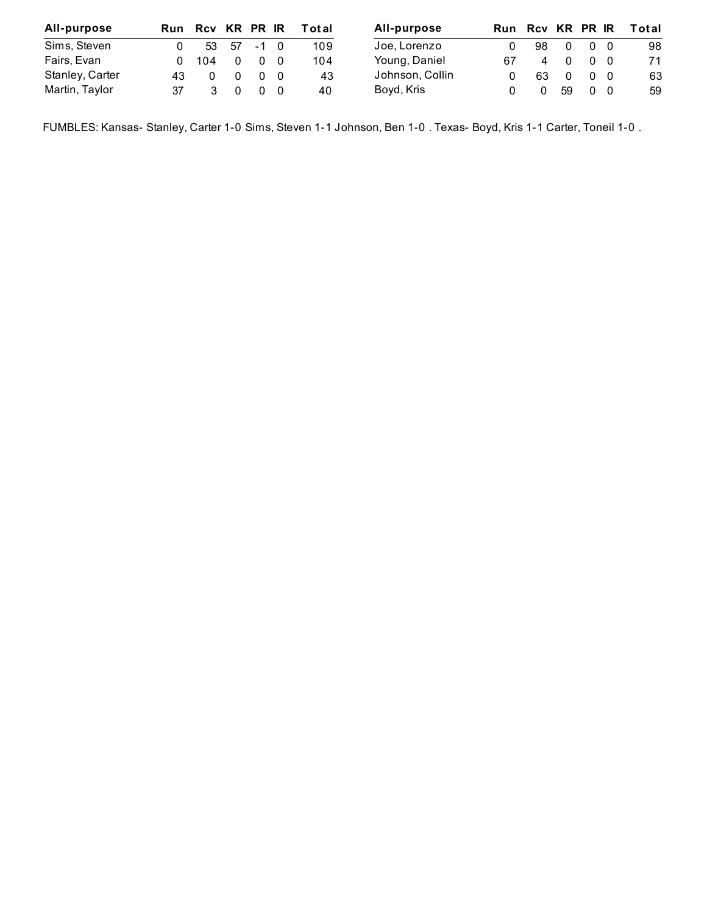| All-purpose | Run | Rcv | KR | PR | IR | Total |
|---|---|---|---|---|---|---|
| Sims, Steven | 0 | 53 | 57 | -1 | 0 | 109 |
| Fairs, Evan | 0 | 104 | 0 | 0 | 0 | 104 |
| Stanley, Carter | 43 | 0 | 0 | 0 | 0 | 43 |
| Martin, Taylor | 37 | 3 | 0 | 0 | 0 | 40 |

| All-purpose | Run | Rcv | KR | PR | IR | Total |
|---|---|---|---|---|---|---|
| Joe, Lorenzo | 0 | 98 | 0 | 0 | 0 | 98 |
| Young, Daniel | 67 | 4 | 0 | 0 | 0 | 71 |
| Johnson, Collin | 0 | 63 | 0 | 0 | 0 | 63 |
| Boyd, Kris | 0 | 0 | 59 | 0 | 0 | 59 |

FUMBLES: Kansas- Stanley, Carter 1-0 Sims, Steven 1-1 Johnson, Ben 1-0 . Texas- Boyd, Kris 1-1 Carter, Toneil 1-0 .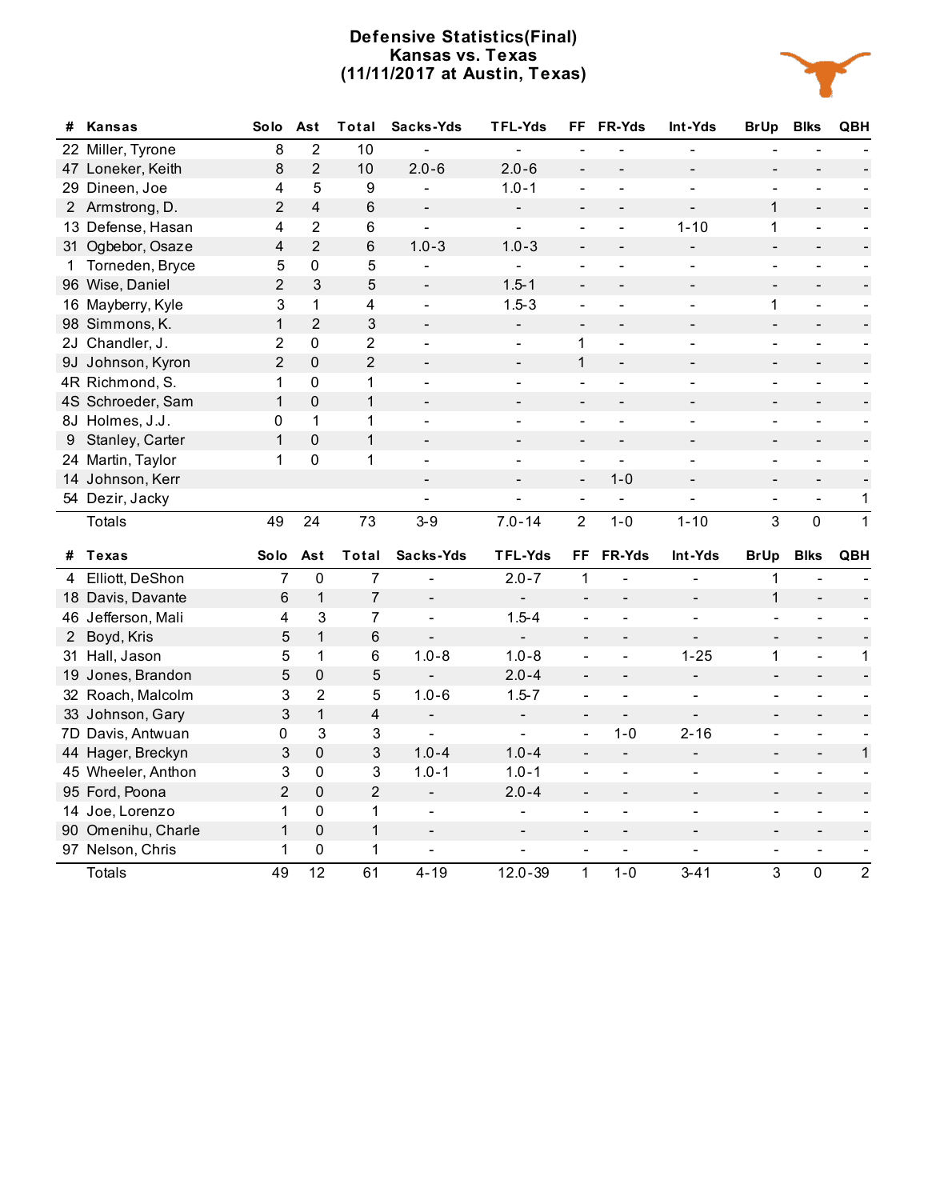# Defensive Statistics(Final)
## Kansas vs. Texas
## (11/11/2017 at Austin, Texas)

| # | Kansas | Solo | Ast | Total | Sacks-Yds | TFL-Yds | FF | FR-Yds | Int-Yds | BrUp | Blks | QBH |
|---|---|---|---|---|---|---|---|---|---|---|---|---|
| 22 | Miller, Tyrone | 8 | 2 | 10 | - | - | - | - | - | - | - | - |
| 47 | Loneker, Keith | 8 | 2 | 10 | 2.0-6 | 2.0-6 | - | - | - | - | - | - |
| 29 | Dineen, Joe | 4 | 5 | 9 | - | 1.0-1 | - | - | - | - | - | - |
| 2 | Armstrong, D. | 2 | 4 | 6 | - | - | - | - | - | 1 | - | - |
| 13 | Defense, Hasan | 4 | 2 | 6 | - | - | - | - | 1-10 | 1 | - | - |
| 31 | Ogbebor, Osaze | 4 | 2 | 6 | 1.0-3 | 1.0-3 | - | - | - | - | - | - |
| 1 | Torneden, Bryce | 5 | 0 | 5 | - | - | - | - | - | - | - | - |
| 96 | Wise, Daniel | 2 | 3 | 5 | - | 1.5-1 | - | - | - | - | - | - |
| 16 | Mayberry, Kyle | 3 | 1 | 4 | - | 1.5-3 | - | - | - | 1 | - | - |
| 98 | Simmons, K. | 1 | 2 | 3 | - | - | - | - | - | - | - | - |
| 2J | Chandler, J. | 2 | 0 | 2 | - | - | 1 | - | - | - | - | - |
| 9J | Johnson, Kyron | 2 | 0 | 2 | - | - | 1 | - | - | - | - | - |
| 4R | Richmond, S. | 1 | 0 | 1 | - | - | - | - | - | - | - | - |
| 4S | Schroeder, Sam | 1 | 0 | 1 | - | - | - | - | - | - | - | - |
| 8J | Holmes, J.J. | 0 | 1 | 1 | - | - | - | - | - | - | - | - |
| 9 | Stanley, Carter | 1 | 0 | 1 | - | - | - | - | - | - | - | - |
| 24 | Martin, Taylor | 1 | 0 | 1 | - | - | - | - | - | - | - | - |
| 14 | Johnson, Kerr | | | | - | - | - | 1-0 | - | - | - | - |
| 54 | Dezir, Jacky | | | | - | - | - | - | - | - | - | 1 |
| | Totals | 49 | 24 | 73 | 3-9 | 7.0-14 | 2 | 1-0 | 1-10 | 3 | 0 | 1 |

| # | Texas | Solo | Ast | Total | Sacks-Yds | TFL-Yds | FF | FR-Yds | Int-Yds | BrUp | Blks | QBH |
|---|---|---|---|---|---|---|---|---|---|---|---|---|
| 4 | Elliott, DeShon | 7 | 0 | 7 | - | 2.0-7 | 1 | - | - | 1 | - | - |
| 18 | Davis, Davante | 6 | 1 | 7 | - | - | - | - | - | 1 | - | - |
| 46 | Jefferson, Mali | 4 | 3 | 7 | - | 1.5-4 | - | - | - | - | - | - |
| 2 | Boyd, Kris | 5 | 1 | 6 | - | - | - | - | - | - | - | - |
| 31 | Hall, Jason | 5 | 1 | 6 | 1.0-8 | 1.0-8 | - | - | 1-25 | 1 | - | 1 |
| 19 | Jones, Brandon | 5 | 0 | 5 | - | 2.0-4 | - | - | - | - | - | - |
| 32 | Roach, Malcolm | 3 | 2 | 5 | 1.0-6 | 1.5-7 | - | - | - | - | - | - |
| 33 | Johnson, Gary | 3 | 1 | 4 | - | - | - | - | - | - | - | - |
| 7D | Davis, Antwuan | 0 | 3 | 3 | - | - | - | 1-0 | 2-16 | - | - | - |
| 44 | Hager, Breckyn | 3 | 0 | 3 | 1.0-4 | 1.0-4 | - | - | - | - | - | 1 |
| 45 | Wheeler, Anthon | 3 | 0 | 3 | 1.0-1 | 1.0-1 | - | - | - | - | - | - |
| 95 | Ford, Poona | 2 | 0 | 2 | - | 2.0-4 | - | - | - | - | - | - |
| 14 | Joe, Lorenzo | 1 | 0 | 1 | - | - | - | - | - | - | - | - |
| 90 | Omenihu, Charle | 1 | 0 | 1 | - | - | - | - | - | - | - | - |
| 97 | Nelson, Chris | 1 | 0 | 1 | - | - | - | - | - | - | - | - |
| | Totals | 49 | 12 | 61 | 4-19 | 12.0-39 | 1 | 1-0 | 3-41 | 3 | 0 | 2 |